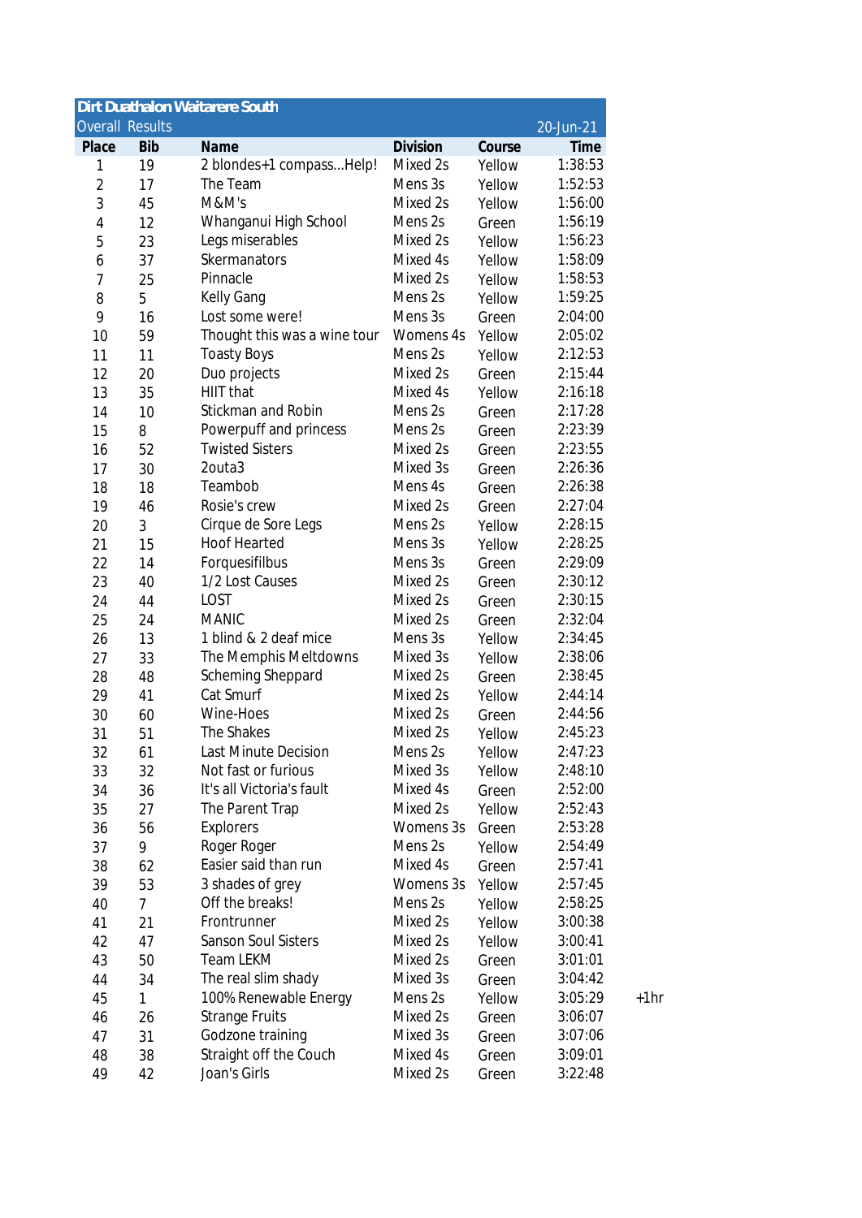# Dirt Duathalon Waitarere South

## Overall Results

20-Jun-21

| Place | Bib | Name | Division | Course | Time | |
|---|---|---|---|---|---|---|
| 1 | 19 | 2 blondes+1 compass...Help! | Mixed 2s | Yellow | 1:38:53 | |
| 2 | 17 | The Team | Mens 3s | Yellow | 1:52:53 | |
| 3 | 45 | M&M's | Mixed 2s | Yellow | 1:56:00 | |
| 4 | 12 | Whanganui High School | Mens 2s | Green | 1:56:19 | |
| 5 | 23 | Legs miserables | Mixed 2s | Yellow | 1:56:23 | |
| 6 | 37 | Skermanators | Mixed 4s | Yellow | 1:58:09 | |
| 7 | 25 | Pinnacle | Mixed 2s | Yellow | 1:58:53 | |
| 8 | 5 | Kelly Gang | Mens 2s | Yellow | 1:59:25 | |
| 9 | 16 | Lost some were! | Mens 3s | Green | 2:04:00 | |
| 10 | 59 | Thought this was a wine tour | Womens 4s | Yellow | 2:05:02 | |
| 11 | 11 | Toasty Boys | Mens 2s | Yellow | 2:12:53 | |
| 12 | 20 | Duo projects | Mixed 2s | Green | 2:15:44 | |
| 13 | 35 | HIIT that | Mixed 4s | Yellow | 2:16:18 | |
| 14 | 10 | Stickman and Robin | Mens 2s | Green | 2:17:28 | |
| 15 | 8 | Powerpuff and princess | Mens 2s | Green | 2:23:39 | |
| 16 | 52 | Twisted Sisters | Mixed 2s | Green | 2:23:55 | |
| 17 | 30 | 2outa3 | Mixed 3s | Green | 2:26:36 | |
| 18 | 18 | Teambob | Mens 4s | Green | 2:26:38 | |
| 19 | 46 | Rosie's crew | Mixed 2s | Green | 2:27:04 | |
| 20 | 3 | Cirque de Sore Legs | Mens 2s | Yellow | 2:28:15 | |
| 21 | 15 | Hoof Hearted | Mens 3s | Yellow | 2:28:25 | |
| 22 | 14 | Forquesifilbus | Mens 3s | Green | 2:29:09 | |
| 23 | 40 | 1/2 Lost Causes | Mixed 2s | Green | 2:30:12 | |
| 24 | 44 | LOST | Mixed 2s | Green | 2:30:15 | |
| 25 | 24 | MANIC | Mixed 2s | Green | 2:32:04 | |
| 26 | 13 | 1 blind & 2 deaf mice | Mens 3s | Yellow | 2:34:45 | |
| 27 | 33 | The Memphis Meltdowns | Mixed 3s | Yellow | 2:38:06 | |
| 28 | 48 | Scheming Sheppard | Mixed 2s | Green | 2:38:45 | |
| 29 | 41 | Cat Smurf | Mixed 2s | Yellow | 2:44:14 | |
| 30 | 60 | Wine-Hoes | Mixed 2s | Green | 2:44:56 | |
| 31 | 51 | The Shakes | Mixed 2s | Yellow | 2:45:23 | |
| 32 | 61 | Last Minute Decision | Mens 2s | Yellow | 2:47:23 | |
| 33 | 32 | Not fast or furious | Mixed 3s | Yellow | 2:48:10 | |
| 34 | 36 | It's all Victoria's fault | Mixed 4s | Green | 2:52:00 | |
| 35 | 27 | The Parent Trap | Mixed 2s | Yellow | 2:52:43 | |
| 36 | 56 | Explorers | Womens 3s | Green | 2:53:28 | |
| 37 | 9 | Roger Roger | Mens 2s | Yellow | 2:54:49 | |
| 38 | 62 | Easier said than run | Mixed 4s | Green | 2:57:41 | |
| 39 | 53 | 3 shades of grey | Womens 3s | Yellow | 2:57:45 | |
| 40 | 7 | Off the breaks! | Mens 2s | Yellow | 2:58:25 | |
| 41 | 21 | Frontrunner | Mixed 2s | Yellow | 3:00:38 | |
| 42 | 47 | Sanson Soul Sisters | Mixed 2s | Yellow | 3:00:41 | |
| 43 | 50 | Team LEKM | Mixed 2s | Green | 3:01:01 | |
| 44 | 34 | The real slim shady | Mixed 3s | Green | 3:04:42 | |
| 45 | 1 | 100% Renewable Energy | Mens 2s | Yellow | 3:05:29 | +1hr |
| 46 | 26 | Strange Fruits | Mixed 2s | Green | 3:06:07 | |
| 47 | 31 | Godzone training | Mixed 3s | Green | 3:07:06 | |
| 48 | 38 | Straight off the Couch | Mixed 4s | Green | 3:09:01 | |
| 49 | 42 | Joan's Girls | Mixed 2s | Green | 3:22:48 | |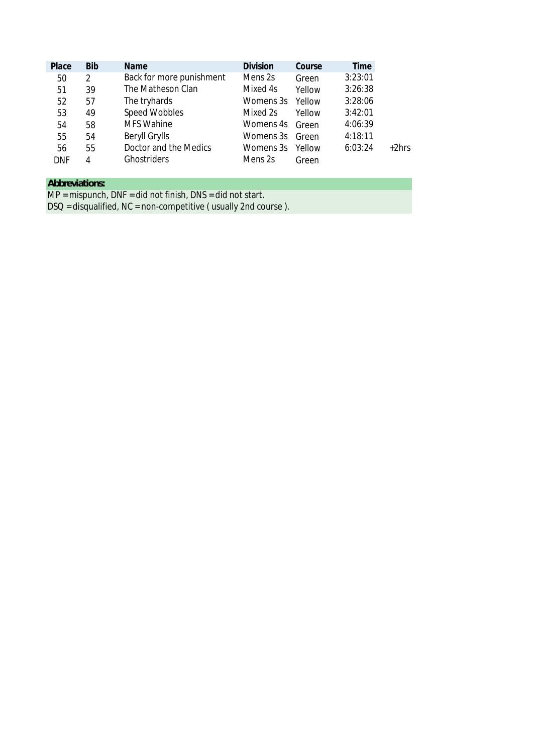| Place | Bib | Name | Division | Course | Time | |
|---|---|---|---|---|---|---|
| 50 | 2 | Back for more punishment | Mens 2s | Green | 3:23:01 | |
| 51 | 39 | The Matheson Clan | Mixed 4s | Yellow | 3:26:38 | |
| 52 | 57 | The tryhards | Womens 3s | Yellow | 3:28:06 | |
| 53 | 49 | Speed Wobbles | Mixed 2s | Yellow | 3:42:01 | |
| 54 | 58 | MFS Wahine | Womens 4s | Green | 4:06:39 | |
| 55 | 54 | Beryll Grylls | Womens 3s | Green | 4:18:11 | |
| 56 | 55 | Doctor and the Medics | Womens 3s | Yellow | 6:03:24 | +2hrs |
| DNF | 4 | Ghostriders | Mens 2s | Green | | |

**Abbreviations:**

MP = mispunch, DNF = did not finish, DNS = did not start.
DSQ = disqualified, NC = non-competitive ( usually 2nd course ).